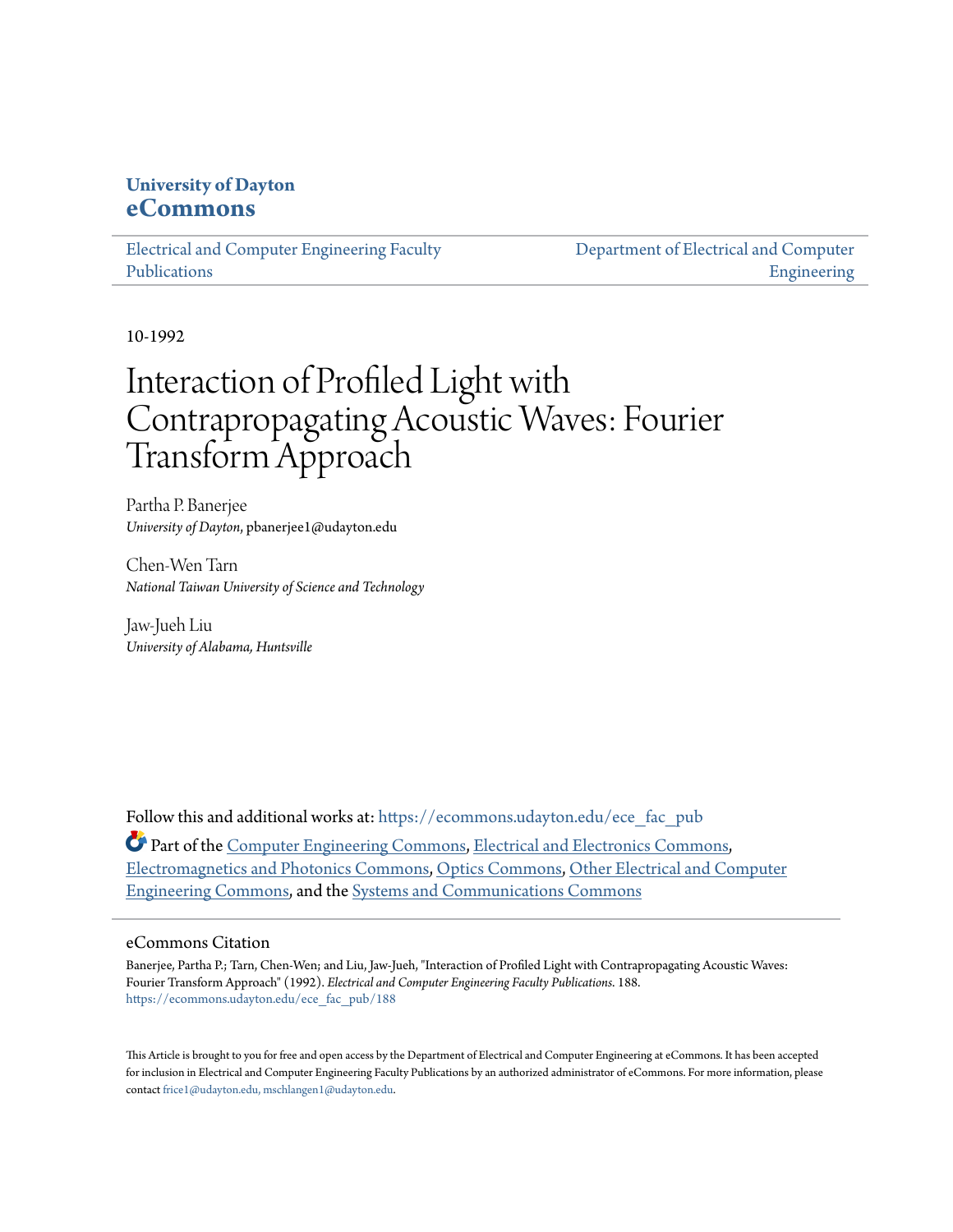University of Dayton
**eCommons**

Electrical and Computer Engineering Faculty Publications

Department of Electrical and Computer Engineering

10-1992

# Interaction of Profiled Light with Contrapropagating Acoustic Waves: Fourier Transform Approach

Partha P. Banerjee
*University of Dayton*, pbanerjee1@udayton.edu

Chen-Wen Tarn
*National Taiwan University of Science and Technology*

Jaw-Jueh Liu
*University of Alabama, Huntsville*

Follow this and additional works at: https://ecommons.udayton.edu/ece_fac_pub

Part of the Computer Engineering Commons, Electrical and Electronics Commons, Electromagnetics and Photonics Commons, Optics Commons, Other Electrical and Computer Engineering Commons, and the Systems and Communications Commons

## eCommons Citation

Banerjee, Partha P.; Tarn, Chen-Wen; and Liu, Jaw-Jueh, "Interaction of Profiled Light with Contrapropagating Acoustic Waves: Fourier Transform Approach" (1992). *Electrical and Computer Engineering Faculty Publications*. 188.
https://ecommons.udayton.edu/ece_fac_pub/188

This Article is brought to you for free and open access by the Department of Electrical and Computer Engineering at eCommons. It has been accepted for inclusion in Electrical and Computer Engineering Faculty Publications by an authorized administrator of eCommons. For more information, please contact frice1@udayton.edu, mschlangen1@udayton.edu.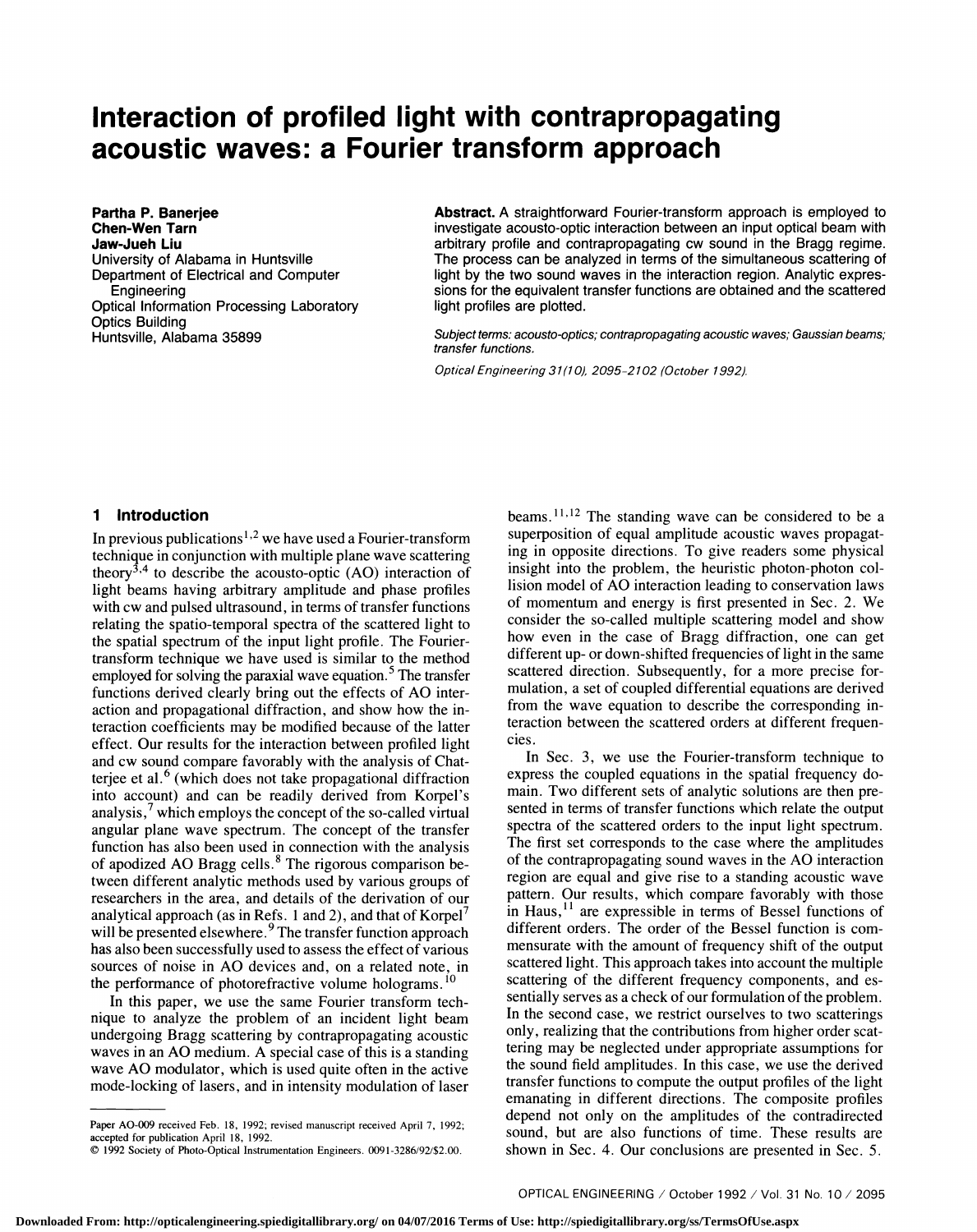# Interaction of profiled light with contrapropagating acoustic waves: a Fourier transform approach

**Partha P. Banerjee**
**Chen-Wen Tarn**
**Jaw-Jueh Liu**
University of Alabama in Huntsville
Department of Electrical and Computer Engineering
Optical Information Processing Laboratory
Optics Building
Huntsville, Alabama 35899

**Abstract.** A straightforward Fourier-transform approach is employed to investigate acousto-optic interaction between an input optical beam with arbitrary profile and contrapropagating cw sound in the Bragg regime. The process can be analyzed in terms of the simultaneous scattering of light by the two sound waves in the interaction region. Analytic expressions for the equivalent transfer functions are obtained and the scattered light profiles are plotted.

*Subject terms: acousto-optics; contrapropagating acoustic waves; Gaussian beams; transfer functions.*

*Optical Engineering 31(10), 2095–2102 (October 1992).*

## 1 Introduction

In previous publications[1,2] we have used a Fourier-transform technique in conjunction with multiple plane wave scattering theory[3,4] to describe the acousto-optic (AO) interaction of light beams having arbitrary amplitude and phase profiles with cw and pulsed ultrasound, in terms of transfer functions relating the spatio-temporal spectra of the scattered light to the spatial spectrum of the input light profile. The Fourier-transform technique we have used is similar to the method employed for solving the paraxial wave equation.[5] The transfer functions derived clearly bring out the effects of AO interaction and propagational diffraction, and show how the interaction coefficients may be modified because of the latter effect. Our results for the interaction between profiled light and cw sound compare favorably with the analysis of Chatterjee et al.[6] (which does not take propagational diffraction into account) and can be readily derived from Korpel's analysis,[7] which employs the concept of the so-called virtual angular plane wave spectrum. The concept of the transfer function has also been used in connection with the analysis of apodized AO Bragg cells.[8] The rigorous comparison between different analytic methods used by various groups of researchers in the area, and details of the derivation of our analytical approach (as in Refs. 1 and 2), and that of Korpel[7] will be presented elsewhere.[9] The transfer function approach has also been successfully used to assess the effect of various sources of noise in AO devices and, on a related note, in the performance of photorefractive volume holograms.[10]

In this paper, we use the same Fourier transform technique to analyze the problem of an incident light beam undergoing Bragg scattering by contrapropagating acoustic waves in an AO medium. A special case of this is a standing wave AO modulator, which is used quite often in the active mode-locking of lasers, and in intensity modulation of laser beams.[11,12] The standing wave can be considered to be a superposition of equal amplitude acoustic waves propagating in opposite directions. To give readers some physical insight into the problem, the heuristic photon-photon collision model of AO interaction leading to conservation laws of momentum and energy is first presented in Sec. 2. We consider the so-called multiple scattering model and show how even in the case of Bragg diffraction, one can get different up- or down-shifted frequencies of light in the same scattered direction. Subsequently, for a more precise formulation, a set of coupled differential equations are derived from the wave equation to describe the corresponding interaction between the scattered orders at different frequencies.

In Sec. 3, we use the Fourier-transform technique to express the coupled equations in the spatial frequency domain. Two different sets of analytic solutions are then presented in terms of transfer functions which relate the output spectra of the scattered orders to the input light spectrum. The first set corresponds to the case where the amplitudes of the contrapropagating sound waves in the AO interaction region are equal and give rise to a standing acoustic wave pattern. Our results, which compare favorably with those in Haus,[11] are expressible in terms of Bessel functions of different orders. The order of the Bessel function is commensurate with the amount of frequency shift of the output scattered light. This approach takes into account the multiple scattering of the different frequency components, and essentially serves as a check of our formulation of the problem. In the second case, we restrict ourselves to two scatterings only, realizing that the contributions from higher order scattering may be neglected under appropriate assumptions for the sound field amplitudes. In this case, we use the derived transfer functions to compute the output profiles of the light emanating in different directions. The composite profiles depend not only on the amplitudes of the contradirected sound, but are also functions of time. These results are shown in Sec. 4. Our conclusions are presented in Sec. 5.

Paper AO-009 received Feb. 18, 1992; revised manuscript received April 7, 1992; accepted for publication April 18, 1992.
© 1992 Society of Photo-Optical Instrumentation Engineers. 0091-3286/92/$2.00.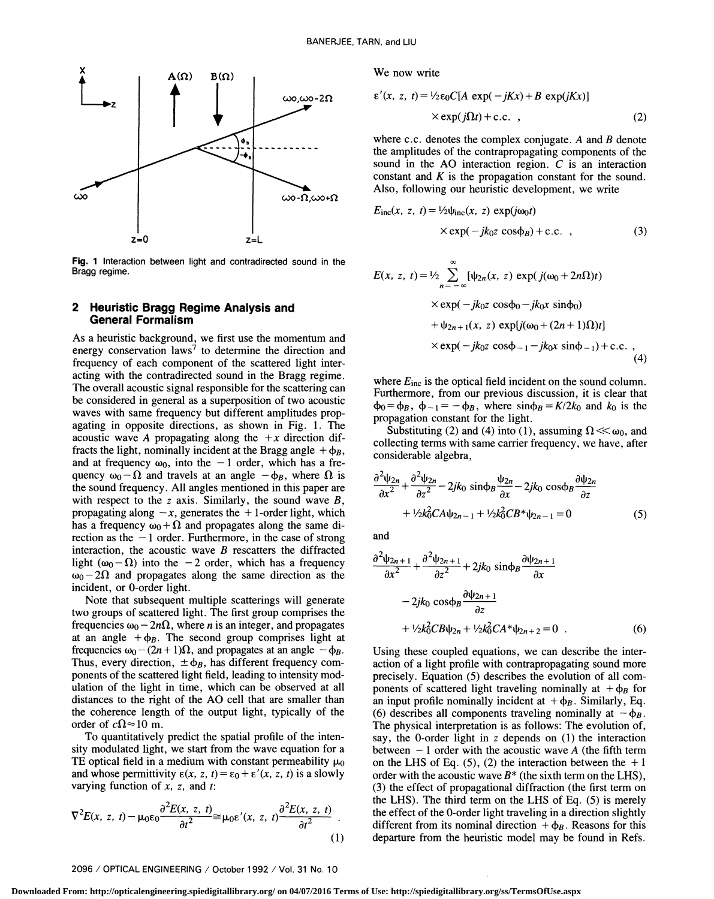Fig. 1 Interaction between light and contradirected sound in the Bragg regime.

## 2 Heuristic Bragg Regime Analysis and General Formalism

As a heuristic background, we first use the momentum and energy conservation laws[7] to determine the direction and frequency of each component of the scattered light interacting with the contradirected sound in the Bragg regime. The overall acoustic signal responsible for the scattering can be considered in general as a superposition of two acoustic waves with same frequency but different amplitudes propagating in opposite directions, as shown in Fig. 1. The acoustic wave $A$ propagating along the $+x$ direction diffracts the light, nominally incident at the Bragg angle $+\phi_B$, and at frequency $\omega_0$, into the $-1$ order, which has a frequency $\omega_0-\Omega$ and travels at an angle $-\phi_B$, where $\Omega$ is the sound frequency. All angles mentioned in this paper are with respect to the $z$ axis. Similarly, the sound wave $B$, propagating along $-x$, generates the $+1$-order light, which has a frequency $\omega_0+\Omega$ and propagates along the same direction as the $-1$ order. Furthermore, in the case of strong interaction, the acoustic wave $B$ rescatters the diffracted light $(\omega_0-\Omega)$ into the $-2$ order, which has a frequency $\omega_0-2\Omega$ and propagates along the same direction as the incident, or 0-order light.

Note that subsequent multiple scatterings will generate two groups of scattered light. The first group comprises the frequencies $\omega_0-2n\Omega$, where $n$ is an integer, and propagates at an angle $+\phi_B$. The second group comprises light at frequencies $\omega_0-(2n+1)\Omega$, and propagates at an angle $-\phi_B$. Thus, every direction, $\pm\phi_B$, has different frequency components of the scattered light field, leading to intensity modulation of the light in time, which can be observed at all distances to the right of the AO cell that are smaller than the coherence length of the output light, typically of the order of $c\Omega\approx 10$ m.

To quantitatively predict the spatial profile of the intensity modulated light, we start from the wave equation for a TE optical field in a medium with constant permeability $\mu_0$ and whose permittivity $\varepsilon(x, z, t)=\varepsilon_0+\varepsilon'(x, z, t)$ is a slowly varying function of $x$, $z$, and $t$:

$$\nabla^2 E(x, z, t)-\mu_0\varepsilon_0\frac{\partial^2 E(x, z, t)}{\partial t^2}\cong\mu_0\varepsilon'(x, z, t)\frac{\partial^2 E(x, z, t)}{\partial t^2} \ . \tag{1}$$

We now write

$$\varepsilon'(x, z, t)=\tfrac{1}{2}\varepsilon_0 C[A\exp(-jKx)+B\exp(jKx)]\times\exp(j\Omega t)+\text{c.c.} \ , \tag{2}$$

where c.c. denotes the complex conjugate. $A$ and $B$ denote the amplitudes of the contrapropagating components of the sound in the AO interaction region. $C$ is an interaction constant and $K$ is the propagation constant for the sound. Also, following our heuristic development, we write

$$E_{\text{inc}}(x, z, t)=\tfrac{1}{2}\psi_{\text{inc}}(x, z)\exp(j\omega_0 t)\times\exp(-jk_0 z\cos\phi_B)+\text{c.c.} \ , \tag{3}$$

$$\begin{aligned}E(x, z, t)=\tfrac{1}{2}\sum_{n=-\infty}^{\infty}&[\psi_{2n}(x, z)\exp(j(\omega_0+2n\Omega)t)\\&\times\exp(-jk_0 z\cos\phi_0-jk_0 x\sin\phi_0)\\&+\psi_{2n+1}(x, z)\exp[j(\omega_0+(2n+1)\Omega)t]\\&\times\exp(-jk_0 z\cos\phi_{-1}-jk_0 x\sin\phi_{-1})+\text{c.c.} \ ,\end{aligned} \tag{4}$$

where $E_{\text{inc}}$ is the optical field incident on the sound column. Furthermore, from our previous discussion, it is clear that $\phi_0=\phi_B$, $\phi_{-1}=-\phi_B$, where $\sin\phi_B=K/2k_0$ and $k_0$ is the propagation constant for the light.

Substituting (2) and (4) into (1), assuming $\Omega\ll\omega_0$, and collecting terms with same carrier frequency, we have, after considerable algebra,

$$\frac{\partial^2\psi_{2n}}{\partial x^2}+\frac{\partial^2\psi_{2n}}{\partial z^2}-2jk_0\sin\phi_B\frac{\psi_{2n}}{\partial x}-2jk_0\cos\phi_B\frac{\partial\psi_{2n}}{\partial z}+\tfrac{1}{2}k_0^2CA\psi_{2n-1}+\tfrac{1}{2}k_0^2CB^*\psi_{2n-1}=0 \tag{5}$$

and

$$\frac{\partial^2\psi_{2n+1}}{\partial x^2}+\frac{\partial^2\psi_{2n+1}}{\partial z^2}+2jk_0\sin\phi_B\frac{\partial\psi_{2n+1}}{\partial x}-2jk_0\cos\phi_B\frac{\partial\psi_{2n+1}}{\partial z}+\tfrac{1}{2}k_0^2CB\psi_{2n}+\tfrac{1}{2}k_0^2CA^*\psi_{2n+2}=0 \ . \tag{6}$$

Using these coupled equations, we can describe the interaction of a light profile with contrapropagating sound more precisely. Equation (5) describes the evolution of all components of scattered light traveling nominally at $+\phi_B$ for an input profile nominally incident at $+\phi_B$. Similarly, Eq. (6) describes all components traveling nominally at $-\phi_B$. The physical interpretation is as follows: The evolution of, say, the 0-order light in $z$ depends on (1) the interaction between $-1$ order with the acoustic wave $A$ (the fifth term on the LHS of Eq. (5), (2) the interaction between the $+1$ order with the acoustic wave $B^*$ (the sixth term on the LHS), (3) the effect of propagational diffraction (the first term on the LHS). The third term on the LHS of Eq. (5) is merely the effect of the 0-order light traveling in a direction slightly different from its nominal direction $+\phi_B$. Reasons for this departure from the heuristic model may be found in Refs.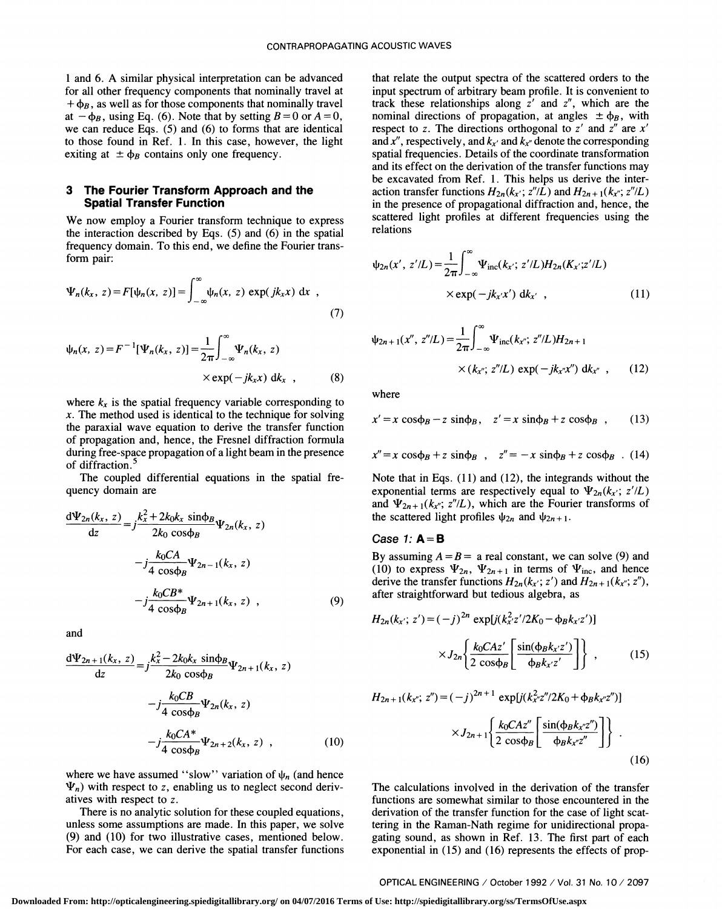1 and 6. A similar physical interpretation can be advanced for all other frequency components that nominally travel at $+\phi_B$, as well as for those components that nominally travel at $-\phi_B$, using Eq. (6). Note that by setting $B=0$ or $A=0$, we can reduce Eqs. (5) and (6) to forms that are identical to those found in Ref. 1. In this case, however, the light exiting at $\pm\phi_B$ contains only one frequency.

## 3 The Fourier Transform Approach and the Spatial Transfer Function

We now employ a Fourier transform technique to express the interaction described by Eqs. (5) and (6) in the spatial frequency domain. To this end, we define the Fourier transform pair:

$$\Psi_n(k_x, z) = F[\psi_n(x, z)] = \int_{-\infty}^{\infty} \psi_n(x, z) \exp(jk_x x)\, dx \ , \tag{7}$$

$$\psi_n(x, z) = F^{-1}[\Psi_n(k_x, z)] = \frac{1}{2\pi}\int_{-\infty}^{\infty} \Psi_n(k_x, z) \times \exp(-jk_x x)\, dk_x \ , \tag{8}$$

where $k_x$ is the spatial frequency variable corresponding to $x$. The method used is identical to the technique for solving the paraxial wave equation to derive the transfer function of propagation and, hence, the Fresnel diffraction formula during free-space propagation of a light beam in the presence of diffraction.[5]

The coupled differential equations in the spatial frequency domain are

$$\frac{d\Psi_{2n}(k_x, z)}{dz} = j\frac{k_x^2 + 2k_0 k_x \sin\phi_B}{2k_0 \cos\phi_B}\Psi_{2n}(k_x, z) - j\frac{k_0 CA}{4\cos\phi_B}\Psi_{2n-1}(k_x, z) - j\frac{k_0 CB^*}{4\cos\phi_B}\Psi_{2n+1}(k_x, z) \ , \tag{9}$$

and

$$\frac{d\Psi_{2n+1}(k_x, z)}{dz} = j\frac{k_x^2 - 2k_0 k_x \sin\phi_B}{2k_0 \cos\phi_B}\Psi_{2n+1}(k_x, z) - j\frac{k_0 CB}{4\cos\phi_B}\Psi_{2n}(k_x, z) - j\frac{k_0 CA^*}{4\cos\phi_B}\Psi_{2n+2}(k_x, z) \ , \tag{10}$$

where we have assumed "slow" variation of $\psi_n$ (and hence $\Psi_n$) with respect to $z$, enabling us to neglect second derivatives with respect to $z$.

There is no analytic solution for these coupled equations, unless some assumptions are made. In this paper, we solve (9) and (10) for two illustrative cases, mentioned below. For each case, we can derive the spatial transfer functions that relate the output spectra of the scattered orders to the input spectrum of arbitrary beam profile. It is convenient to track these relationships along $z'$ and $z''$, which are the nominal directions of propagation, at angles $\pm\phi_B$, with respect to $z$. The directions orthogonal to $z'$ and $z''$ are $x'$ and $x''$, respectively, and $k_{x'}$ and $k_{x''}$ denote the corresponding spatial frequencies. Details of the coordinate transformation and its effect on the derivation of the transfer functions may be excavated from Ref. 1. This helps us derive the interaction transfer functions $H_{2n}(k_{x'}; z''/L)$ and $H_{2n+1}(k_{x''}; z''/L)$ in the presence of propagational diffraction and, hence, the scattered light profiles at different frequencies using the relations

$$\psi_{2n}(x', z'/L) = \frac{1}{2\pi}\int_{-\infty}^{\infty} \Psi_{\text{inc}}(k_{x'}; z'/L) H_{2n}(K_{x'}; z'/L) \times \exp(-jk_{x'}x')\, dk_{x'} \ , \tag{11}$$

$$\psi_{2n+1}(x'', z''/L) = \frac{1}{2\pi}\int_{-\infty}^{\infty} \Psi_{\text{inc}}(k_{x''}; z''/L) H_{2n+1} \times (k_{x''}; z''/L) \exp(-jk_{x''}x'')\, dk_{x''} \ , \tag{12}$$

where

$$x' = x\cos\phi_B - z\sin\phi_B, \quad z' = x\sin\phi_B + z\cos\phi_B \ , \tag{13}$$

$$x'' = x\cos\phi_B + z\sin\phi_B \ , \quad z'' = -x\sin\phi_B + z\cos\phi_B \ . \tag{14}$$

Note that in Eqs. (11) and (12), the integrands without the exponential terms are respectively equal to $\Psi_{2n}(k_{x'}; z'/L)$ and $\Psi_{2n+1}(k_{x''}; z''/L)$, which are the Fourier transforms of the scattered light profiles $\psi_{2n}$ and $\psi_{2n+1}$.

### *Case 1:* A = B

By assuming $A=B=$ a real constant, we can solve (9) and (10) to express $\Psi_{2n}$, $\Psi_{2n+1}$ in terms of $\Psi_{\text{inc}}$, and hence derive the transfer functions $H_{2n}(k_{x'}; z')$ and $H_{2n+1}(k_{x''}; z'')$, after straightforward but tedious algebra, as

$$H_{2n}(k_{x'}; z') = (-j)^{2n} \exp[j(k_{x'}^2 z'/2K_0 - \phi_B k_{x'} z')] \times J_{2n}\left\{\frac{k_0 CAz'}{2\cos\phi_B}\left[\frac{\sin(\phi_B k_{x'} z')}{\phi_B k_{x'} z'}\right]\right\} \ , \tag{15}$$

$$H_{2n+1}(k_{x''}; z'') = (-j)^{2n+1} \exp[j(k_{x''}^2 z''/2K_0 + \phi_B k_{x''} z'')] \times J_{2n+1}\left\{\frac{k_0 CAz''}{2\cos\phi_B}\left[\frac{\sin(\phi_B k_{x''} z'')}{\phi_B k_{x''} z''}\right]\right\} \ . \tag{16}$$

The calculations involved in the derivation of the transfer functions are somewhat similar to those encountered in the derivation of the transfer function for the case of light scattering in the Raman-Nath regime for unidirectional propagating sound, as shown in Ref. 13. The first part of each exponential in (15) and (16) represents the effects of prop-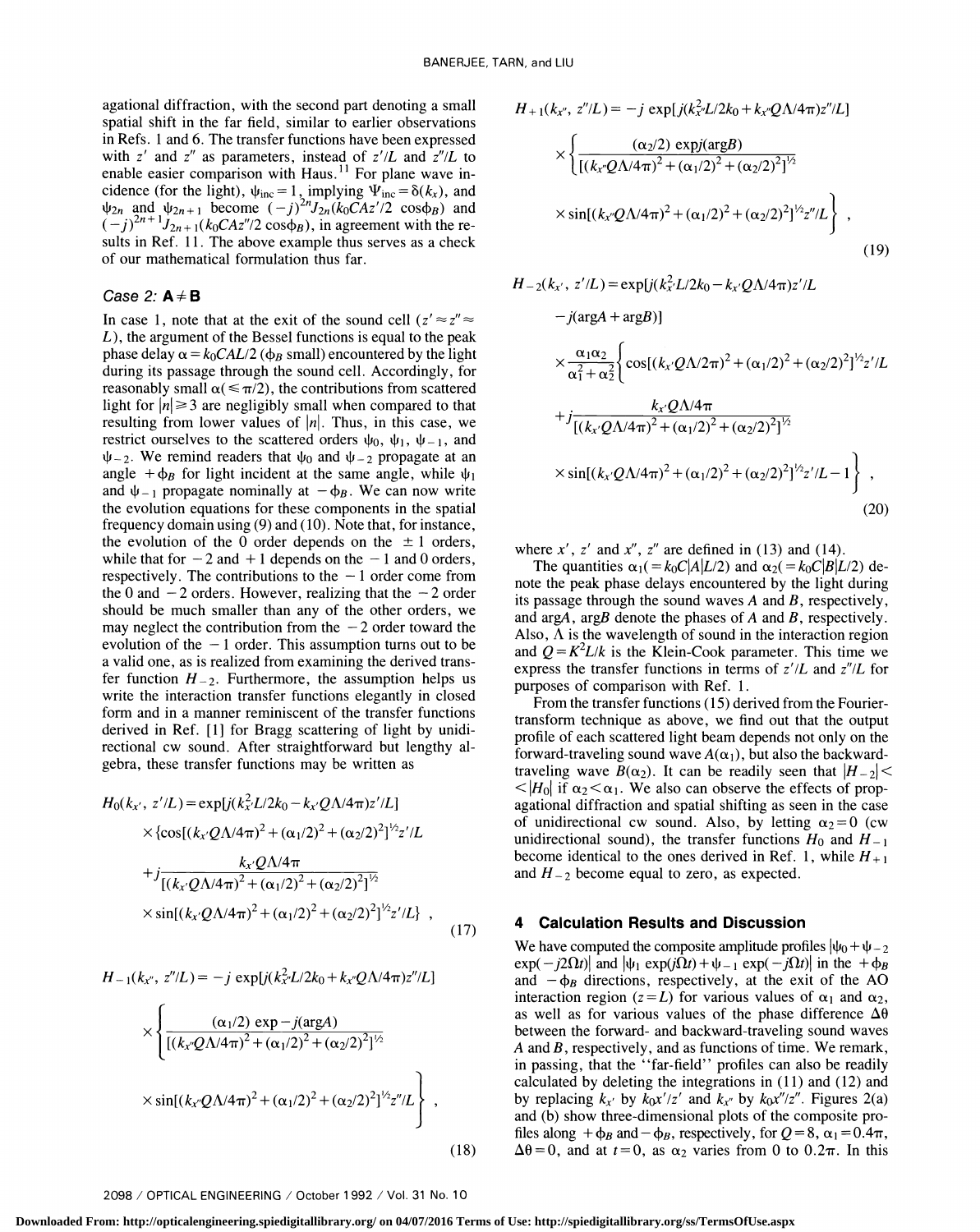agational diffraction, with the second part denoting a small spatial shift in the far field, similar to earlier observations in Refs. 1 and 6. The transfer functions have been expressed with $z'$ and $z''$ as parameters, instead of $z'/L$ and $z''/L$ to enable easier comparison with Haus.[11] For plane wave incidence (for the light), $\psi_{inc}=1$, implying $\Psi_{inc}=\delta(k_x)$, and $\psi_{2n}$ and $\psi_{2n+1}$ become $(-j)^{2n}J_{2n}(k_0CAz'/2\cos\phi_B)$ and $(-j)^{2n+1}J_{2n+1}(k_0CAz''/2\cos\phi_B)$, in agreement with the results in Ref. 11. The above example thus serves as a check of our mathematical formulation thus far.

### *Case 2:* $\mathbf{A} \neq \mathbf{B}$

In case 1, note that at the exit of the sound cell ($z' \approx z'' \approx L$), the argument of the Bessel functions is equal to the peak phase delay $\alpha = k_0CAL/2$ ($\phi_B$ small) encountered by the light during its passage through the sound cell. Accordingly, for reasonably small $\alpha(\leq \pi/2)$, the contributions from scattered light for $|n| \geq 3$ are negligibly small when compared to that resulting from lower values of $|n|$. Thus, in this case, we restrict ourselves to the scattered orders $\psi_0$, $\psi_1$, $\psi_{-1}$, and $\psi_{-2}$. We remind readers that $\psi_0$ and $\psi_{-2}$ propagate at an angle $+\phi_B$ for light incident at the same angle, while $\psi_1$ and $\psi_{-1}$ propagate nominally at $-\phi_B$. We can now write the evolution equations for these components in the spatial frequency domain using (9) and (10). Note that, for instance, the evolution of the 0 order depends on the $\pm 1$ orders, while that for $-2$ and $+1$ depends on the $-1$ and 0 orders, respectively. The contributions to the $-1$ order come from the 0 and $-2$ orders. However, realizing that the $-2$ order should be much smaller than any of the other orders, we may neglect the contribution from the $-2$ order toward the evolution of the $-1$ order. This assumption turns out to be a valid one, as is realized from examining the derived transfer function $H_{-2}$. Furthermore, the assumption helps us write the interaction transfer functions elegantly in closed form and in a manner reminiscent of the transfer functions derived in Ref. [1] for Bragg scattering of light by unidirectional cw sound. After straightforward but lengthy algebra, these transfer functions may be written as

$$
\begin{aligned}
H_0(k_{x'}, z'/L) &= \exp[j(k_{x'}^2L/2k_0 - k_{x'}Q\Lambda/4\pi)z'/L] \\
&\times \{\cos[(k_{x'}Q\Lambda/4\pi)^2 + (\alpha_1/2)^2 + (\alpha_2/2)^2]^{1/2}z'/L \\
&+ j\frac{k_{x'}Q\Lambda/4\pi}{[(k_{x'}Q\Lambda/4\pi)^2 + (\alpha_1/2)^2 + (\alpha_2/2)^2]^{1/2}} \\
&\times \sin[(k_{x'}Q\Lambda/4\pi)^2 + (\alpha_1/2)^2 + (\alpha_2/2)^2]^{1/2}z'/L\} \ ,
\end{aligned}
\tag{17}
$$

$$
\begin{aligned}
H_{-1}(k_{x''}, z''/L) &= -j\exp[j(k_{x''}^2L/2k_0 + k_{x''}Q\Lambda/4\pi)z''/L] \\
&\times \left\{ \frac{(\alpha_1/2)\exp -j(\arg A)}{[(k_{x''}Q\Lambda/4\pi)^2 + (\alpha_1/2)^2 + (\alpha_2/2)^2]^{1/2}} \right. \\
&\left. \times \sin[(k_{x''}Q\Lambda/4\pi)^2 + (\alpha_1/2)^2 + (\alpha_2/2)^2]^{1/2}z''/L \right\} \ ,
\end{aligned}
\tag{18}
$$

$$
\begin{aligned}
H_{+1}(k_{x''}, z''/L) &= -j\exp[j(k_{x''}^2L/2k_0 + k_{x''}Q\Lambda/4\pi)z''/L] \\
&\times \left\{ \frac{(\alpha_2/2)\exp j(\arg B)}{[(k_{x''}Q\Lambda/4\pi)^2 + (\alpha_1/2)^2 + (\alpha_2/2)^2]^{1/2}} \right. \\
&\left. \times \sin[(k_{x''}Q\Lambda/4\pi)^2 + (\alpha_1/2)^2 + (\alpha_2/2)^2]^{1/2}z''/L \right\} \ ,
\end{aligned}
\tag{19}
$$

$$
\begin{aligned}
H_{-2}(k_{x'}, z'/L) &= \exp[j(k_{x'}^2L/2k_0 - k_{x'}Q\Lambda/4\pi)z'/L \\
&- j(\arg A + \arg B)] \\
&\times \frac{\alpha_1\alpha_2}{\alpha_1^2+\alpha_2^2}\left\{ \cos[(k_{x'}Q\Lambda/2\pi)^2 + (\alpha_1/2)^2 + (\alpha_2/2)^2]^{1/2}z'/L \right. \\
&+ j\frac{k_{x'}Q\Lambda/4\pi}{[(k_{x'}Q\Lambda/4\pi)^2 + (\alpha_1/2)^2 + (\alpha_2/2)^2]^{1/2}} \\
&\left. \times \sin[(k_{x'}Q\Lambda/4\pi)^2 + (\alpha_1/2)^2 + (\alpha_2/2)^2]^{1/2}z'/L - 1 \right\} \ ,
\end{aligned}
\tag{20}
$$

where $x'$, $z'$ and $x''$, $z''$ are defined in (13) and (14).

The quantities $\alpha_1(=k_0C|A|L/2)$ and $\alpha_2(=k_0C|B|L/2)$ denote the peak phase delays encountered by the light during its passage through the sound waves $A$ and $B$, respectively, and $\arg A$, $\arg B$ denote the phases of $A$ and $B$, respectively. Also, $\Lambda$ is the wavelength of sound in the interaction region and $Q=K^2L/k$ is the Klein-Cook parameter. This time we express the transfer functions in terms of $z'/L$ and $z''/L$ for purposes of comparison with Ref. 1.

From the transfer functions (15) derived from the Fourier-transform technique as above, we find out that the output profile of each scattered light beam depends not only on the forward-traveling sound wave $A(\alpha_1)$, but also the backward-traveling wave $B(\alpha_2)$. It can be readily seen that $|H_{-2}| << |H_0|$ if $\alpha_2 < \alpha_1$. We also can observe the effects of propagational diffraction and spatial shifting as seen in the case of unidirectional cw sound. Also, by letting $\alpha_2=0$ (cw unidirectional sound), the transfer functions $H_0$ and $H_{-1}$ become identical to the ones derived in Ref. 1, while $H_{+1}$ and $H_{-2}$ become equal to zero, as expected.

## 4 Calculation Results and Discussion

We have computed the composite amplitude profiles $|\psi_0 + \psi_{-2}\exp(-j2\Omega t)|$ and $|\psi_1\exp(j\Omega t) + \psi_{-1}\exp(-j\Omega t)|$ in the $+\phi_B$ and $-\phi_B$ directions, respectively, at the exit of the AO interaction region ($z=L$) for various values of $\alpha_1$ and $\alpha_2$, as well as for various values of the phase difference $\Delta\theta$ between the forward- and backward-traveling sound waves $A$ and $B$, respectively, and as functions of time. We remark, in passing, that the "far-field" profiles can also be readily calculated by deleting the integrations in (11) and (12) and by replacing $k_{x'}$ by $k_0x'/z'$ and $k_{x''}$ by $k_0x''/z''$. Figures 2(a) and (b) show three-dimensional plots of the composite profiles along $+\phi_B$ and $-\phi_B$, respectively, for $Q=8$, $\alpha_1=0.4\pi$, $\Delta\theta=0$, and at $t=0$, as $\alpha_2$ varies from 0 to $0.2\pi$. In this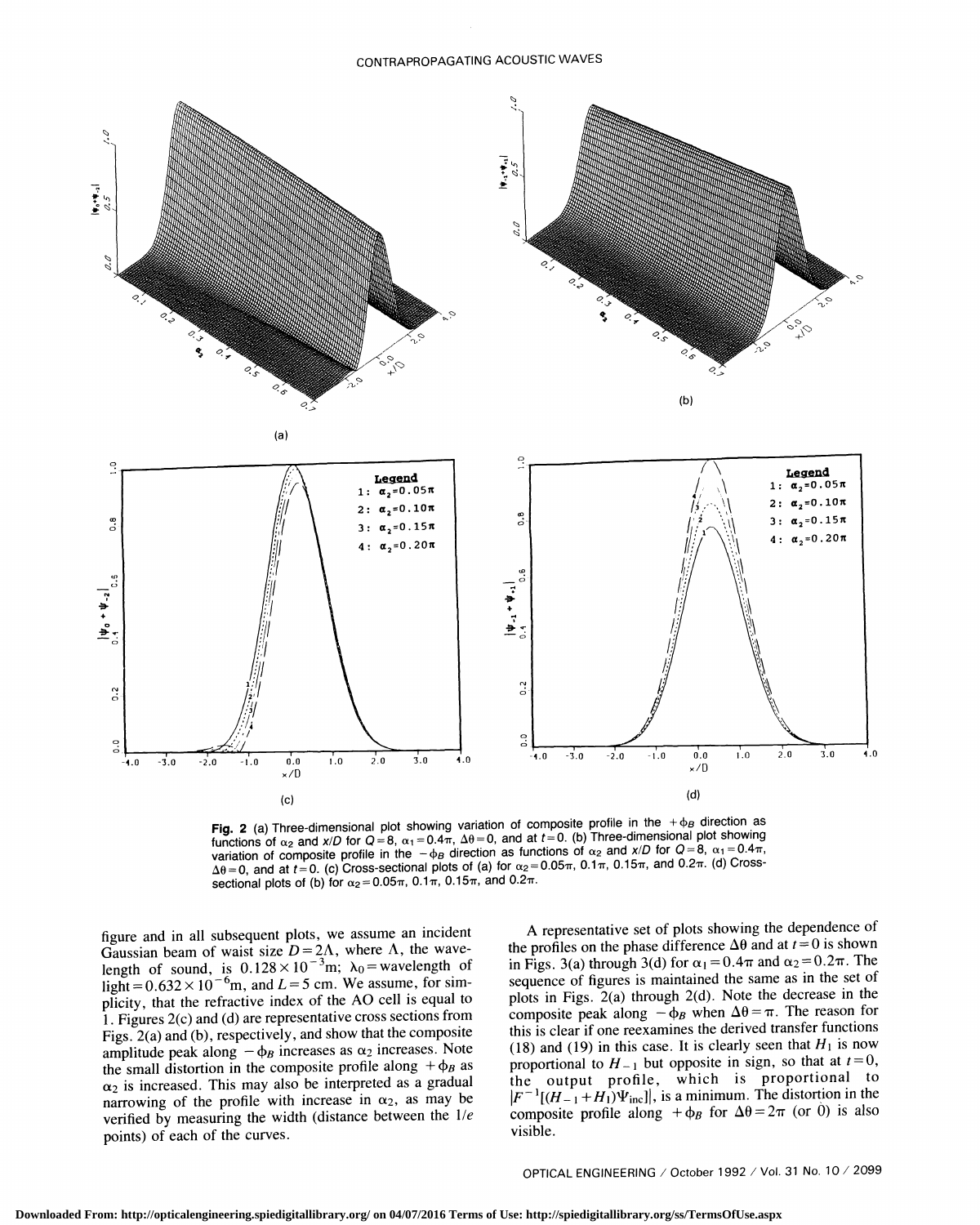**Fig. 2** (a) Three-dimensional plot showing variation of composite profile in the $+\phi_B$ direction as functions of $\alpha_2$ and $x/D$ for $Q=8$, $\alpha_1=0.4\pi$, $\Delta\theta=0$, and at $t=0$. (b) Three-dimensional plot showing variation of composite profile in the $-\phi_B$ direction as functions of $\alpha_2$ and $x/D$ for $Q=8$, $\alpha_1=0.4\pi$, $\Delta\theta=0$, and at $t=0$. (c) Cross-sectional plots of (a) for $\alpha_2=0.05\pi$, $0.1\pi$, $0.15\pi$, and $0.2\pi$. (d) Cross-sectional plots of (b) for $\alpha_2=0.05\pi$, $0.1\pi$, $0.15\pi$, and $0.2\pi$.

figure and in all subsequent plots, we assume an incident Gaussian beam of waist size $D=2\Lambda$, where $\Lambda$, the wavelength of sound, is $0.128\times10^{-3}$m; $\lambda_0$ = wavelength of light $=0.632\times10^{-6}$m, and $L=5$ cm. We assume, for simplicity, that the refractive index of the AO cell is equal to 1. Figures 2(c) and (d) are representative cross sections from Figs. 2(a) and (b), respectively, and show that the composite amplitude peak along $-\phi_B$ increases as $\alpha_2$ increases. Note the small distortion in the composite profile along $+\phi_B$ as $\alpha_2$ is increased. This may also be interpreted as a gradual narrowing of the profile with increase in $\alpha_2$, as may be verified by measuring the width (distance between the $1/e$ points) of each of the curves.

A representative set of plots showing the dependence of the profiles on the phase difference $\Delta\theta$ and at $t=0$ is shown in Figs. 3(a) through 3(d) for $\alpha_1=0.4\pi$ and $\alpha_2=0.2\pi$. The sequence of figures is maintained the same as in the set of plots in Figs. 2(a) through 2(d). Note the decrease in the composite peak along $-\phi_B$ when $\Delta\theta=\pi$. The reason for this is clear if one reexamines the derived transfer functions (18) and (19) in this case. It is clearly seen that $H_1$ is now proportional to $H_{-1}$ but opposite in sign, so that at $t=0$, the output profile, which is proportional to $|F^{-1}[(H_{-1}+H_1)\Psi_{\text{inc}}]|$, is a minimum. The distortion in the composite profile along $+\phi_B$ for $\Delta\theta=2\pi$ (or 0) is also visible.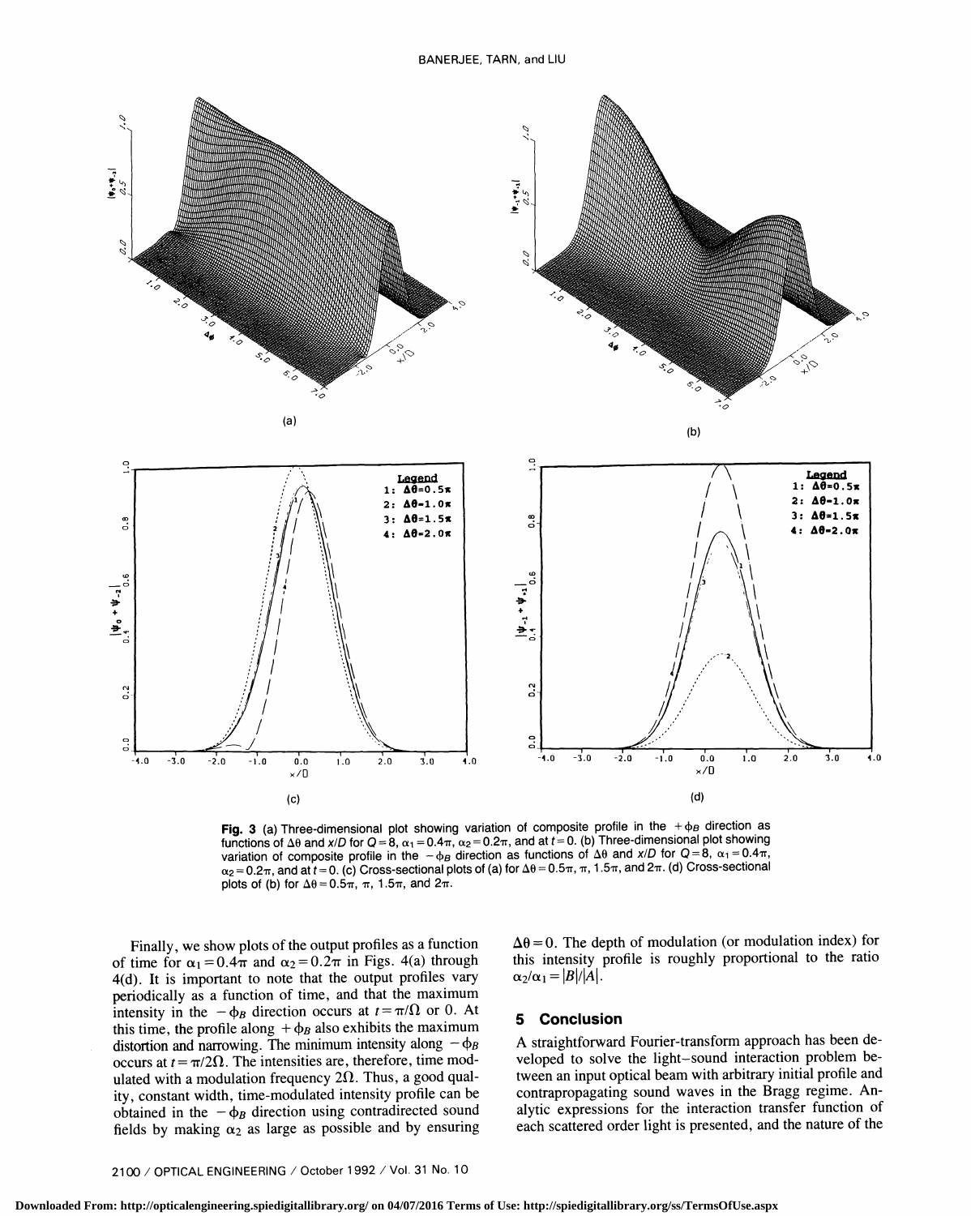**Fig. 3** (a) Three-dimensional plot showing variation of composite profile in the $+\phi_B$ direction as functions of $\Delta\theta$ and $x/D$ for $Q=8$, $\alpha_1=0.4\pi$, $\alpha_2=0.2\pi$, and at $t=0$. (b) Three-dimensional plot showing variation of composite profile in the $-\phi_B$ direction as functions of $\Delta\theta$ and $x/D$ for $Q=8$, $\alpha_1=0.4\pi$, $\alpha_2=0.2\pi$, and at $t=0$. (c) Cross-sectional plots of (a) for $\Delta\theta=0.5\pi$, $\pi$, $1.5\pi$, and $2\pi$. (d) Cross-sectional plots of (b) for $\Delta\theta=0.5\pi$, $\pi$, $1.5\pi$, and $2\pi$.

Finally, we show plots of the output profiles as a function of time for $\alpha_1=0.4\pi$ and $\alpha_2=0.2\pi$ in Figs. 4(a) through 4(d). It is important to note that the output profiles vary periodically as a function of time, and that the maximum intensity in the $-\phi_B$ direction occurs at $t=\pi/\Omega$ or 0. At this time, the profile along $+\phi_B$ also exhibits the maximum distortion and narrowing. The minimum intensity along $-\phi_B$ occurs at $t=\pi/2\Omega$. The intensities are, therefore, time modulated with a modulation frequency $2\Omega$. Thus, a good quality, constant width, time-modulated intensity profile can be obtained in the $-\phi_B$ direction using contradirected sound fields by making $\alpha_2$ as large as possible and by ensuring $\Delta\theta=0$. The depth of modulation (or modulation index) for this intensity profile is roughly proportional to the ratio $\alpha_2/\alpha_1=|B|/|A|$.

## 5 Conclusion

A straightforward Fourier-transform approach has been developed to solve the light–sound interaction problem between an input optical beam with arbitrary initial profile and contrapropagating sound waves in the Bragg regime. Analytic expressions for the interaction transfer function of each scattered order light is presented, and the nature of the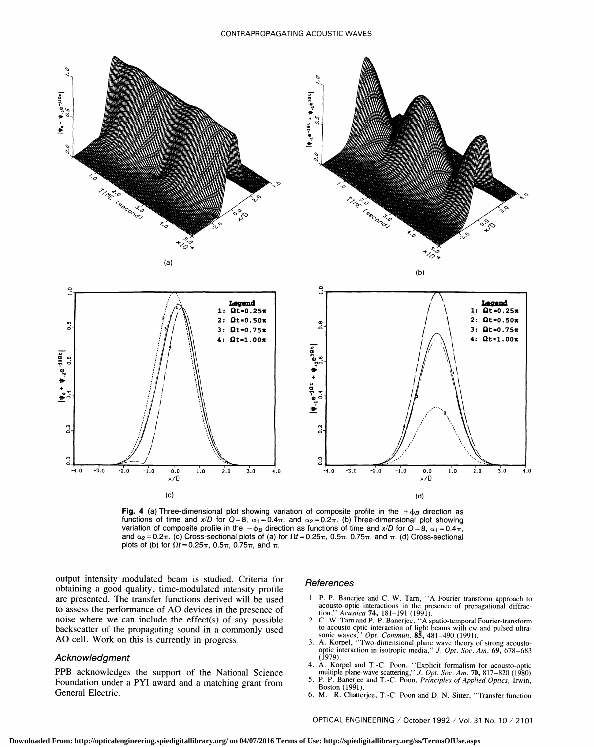**Fig. 4** (a) Three-dimensional plot showing variation of composite profile in the $+\phi_B$ direction as functions of time and $x/D$ for $Q=8$, $\alpha_1=0.4\pi$, and $\alpha_2=0.2\pi$. (b) Three-dimensional plot showing variation of composite profile in the $-\phi_B$ direction as functions of time and $x/D$ for $Q=8$, $\alpha_1=0.4\pi$, and $\alpha_2=0.2\pi$. (c) Cross-sectional plots of (a) for $\Omega t=0.25\pi$, $0.5\pi$, $0.75\pi$, and $\pi$. (d) Cross-sectional plots of (b) for $\Omega t=0.25\pi$, $0.5\pi$, $0.75\pi$, and $\pi$.

output intensity modulated beam is studied. Criteria for obtaining a good quality, time-modulated intensity profile are presented. The transfer functions derived will be used to assess the performance of AO devices in the presence of noise where we can include the effect(s) of any possible backscatter of the propagating sound in a commonly used AO cell. Work on this is currently in progress.

## Acknowledgment

PPB acknowledges the support of the National Science Foundation under a PYI award and a matching grant from General Electric.

## References

1. P. P. Banerjee and C. W. Tarn, "A Fourier transform approach to acousto-optic interactions in the presence of propagational diffraction," *Acustica* **74**, 181–191 (1991).
2. C. W. Tarn and P. P. Banerjee, "A spatio-temporal Fourier-transform to acousto-optic interaction of light beams with cw and pulsed ultrasonic waves," *Opt. Commun.* **85**, 481–490 (1991).
3. A. Korpel, "Two-dimensional plane wave theory of strong acousto-optic interaction in isotropic media," *J. Opt. Soc. Am.* **69**, 678–683 (1979).
4. A. Korpel and T.-C. Poon, "Explicit formalism for acousto-optic multiple plane-wave scattering," *J. Opt. Soc. Am.* **70**, 817–820 (1980).
5. P. P. Banerjee and T.-C. Poon, *Principles of Applied Optics*, Irwin, Boston (1991).
6. M. R. Chatterjee, T.-C. Poon and D. N. Sitter, "Transfer function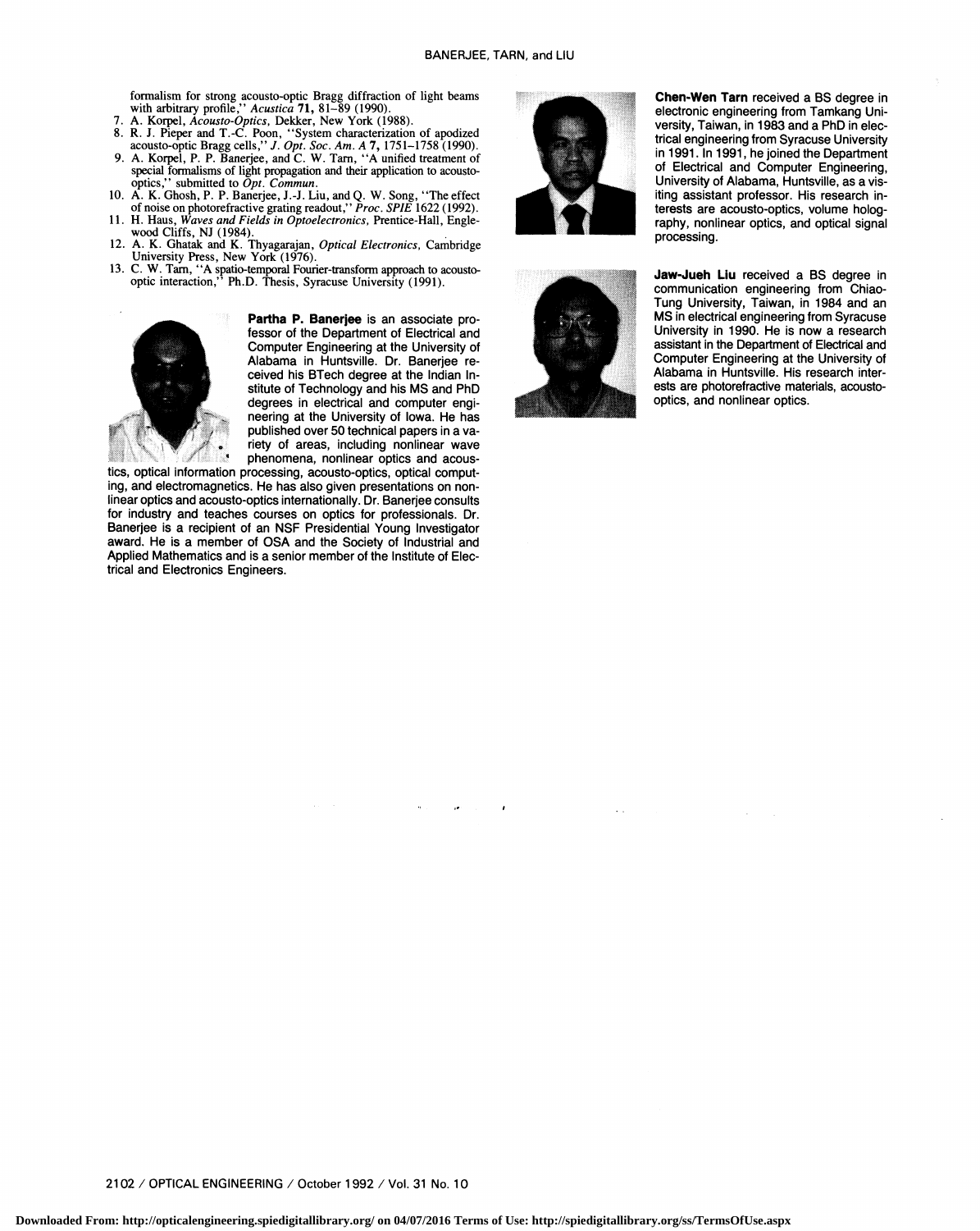formalism for strong acousto-optic Bragg diffraction of light beams with arbitrary profile," *Acustica* **71**, 81–89 (1990).

7. A. Korpel, *Acousto-Optics*, Dekker, New York (1988).
8. R. J. Pieper and T.-C. Poon, "System characterization of apodized acousto-optic Bragg cells," *J. Opt. Soc. Am. A* **7**, 1751–1758 (1990).
9. A. Korpel, P. P. Banerjee, and C. W. Tarn, "A unified treatment of special formalisms of light propagation and their application to acousto-optics," submitted to *Opt. Commun.*
10. A. K. Ghosh, P. P. Banerjee, J.-J. Liu, and Q. W. Song, "The effect of noise on photorefractive grating readout," *Proc. SPIE* 1622 (1992).
11. H. Haus, *Waves and Fields in Optoelectronics*, Prentice-Hall, Englewood Cliffs, NJ (1984).
12. A. K. Ghatak and K. Thyagarajan, *Optical Electronics*, Cambridge University Press, New York (1976).
13. C. W. Tarn, "A spatio-temporal Fourier-transform approach to acousto-optic interaction," Ph.D. Thesis, Syracuse University (1991).

**Partha P. Banerjee** is an associate professor of the Department of Electrical and Computer Engineering at the University of Alabama in Huntsville. Dr. Banerjee received his BTech degree at the Indian Institute of Technology and his MS and PhD degrees in electrical and computer engineering at the University of Iowa. He has published over 50 technical papers in a variety of areas, including nonlinear wave phenomena, nonlinear optics and acoustics, optical information processing, acousto-optics, optical computing, and electromagnetics. He has also given presentations on nonlinear optics and acousto-optics internationally. Dr. Banerjee consults for industry and teaches courses on optics for professionals. Dr. Banerjee is a recipient of an NSF Presidential Young Investigator award. He is a member of OSA and the Society of Industrial and Applied Mathematics and is a senior member of the Institute of Electrical and Electronics Engineers.

**Chen-Wen Tarn** received a BS degree in electronic engineering from Tamkang University, Taiwan, in 1983 and a PhD in electrical engineering from Syracuse University in 1991. In 1991, he joined the Department of Electrical and Computer Engineering, University of Alabama, Huntsville, as a visiting assistant professor. His research interests are acousto-optics, volume holography, nonlinear optics, and optical signal processing.

**Jaw-Jueh Liu** received a BS degree in communication engineering from Chiao-Tung University, Taiwan, in 1984 and an MS in electrical engineering from Syracuse University in 1990. He is now a research assistant in the Department of Electrical and Computer Engineering at the University of Alabama in Huntsville. His research interests are photorefractive materials, acousto-optics, and nonlinear optics.